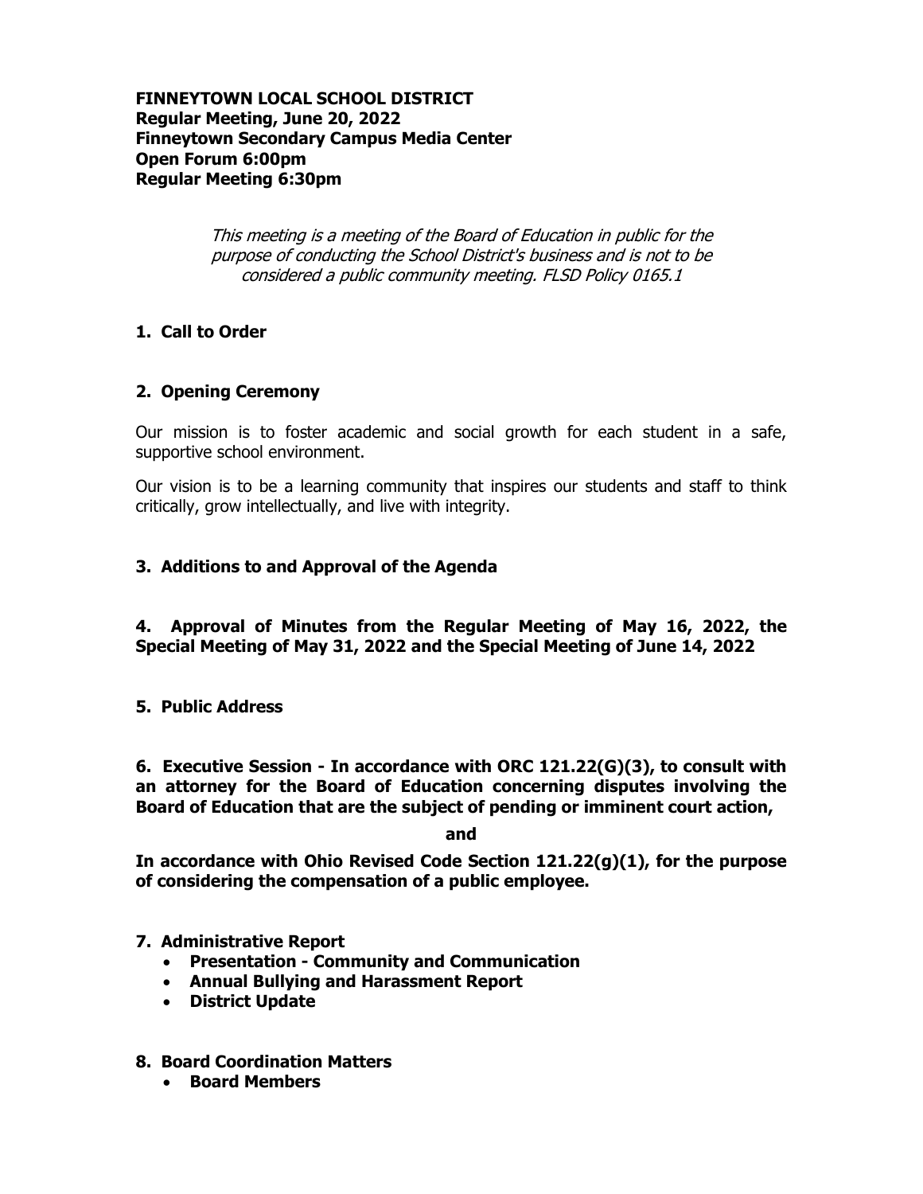**FINNEYTOWN LOCAL SCHOOL DISTRICT**
**Regular Meeting, June 20, 2022**
**Finneytown Secondary Campus Media Center**
**Open Forum 6:00pm**
**Regular Meeting 6:30pm**

*This meeting is a meeting of the Board of Education in public for the purpose of conducting the School District's business and is not to be considered a public community meeting. FLSD Policy 0165.1*

## 1. Call to Order

## 2. Opening Ceremony

Our mission is to foster academic and social growth for each student in a safe, supportive school environment.

Our vision is to be a learning community that inspires our students and staff to think critically, grow intellectually, and live with integrity.

## 3. Additions to and Approval of the Agenda

## 4. Approval of Minutes from the Regular Meeting of May 16, 2022, the Special Meeting of May 31, 2022 and the Special Meeting of June 14, 2022

## 5. Public Address

## 6. Executive Session - In accordance with ORC 121.22(G)(3), to consult with an attorney for the Board of Education concerning disputes involving the Board of Education that are the subject of pending or imminent court action,

**and**

**In accordance with Ohio Revised Code Section 121.22(g)(1), for the purpose of considering the compensation of a public employee.**

## 7. Administrative Report

- **Presentation - Community and Communication**
- **Annual Bullying and Harassment Report**
- **District Update**

## 8. Board Coordination Matters

- **Board Members**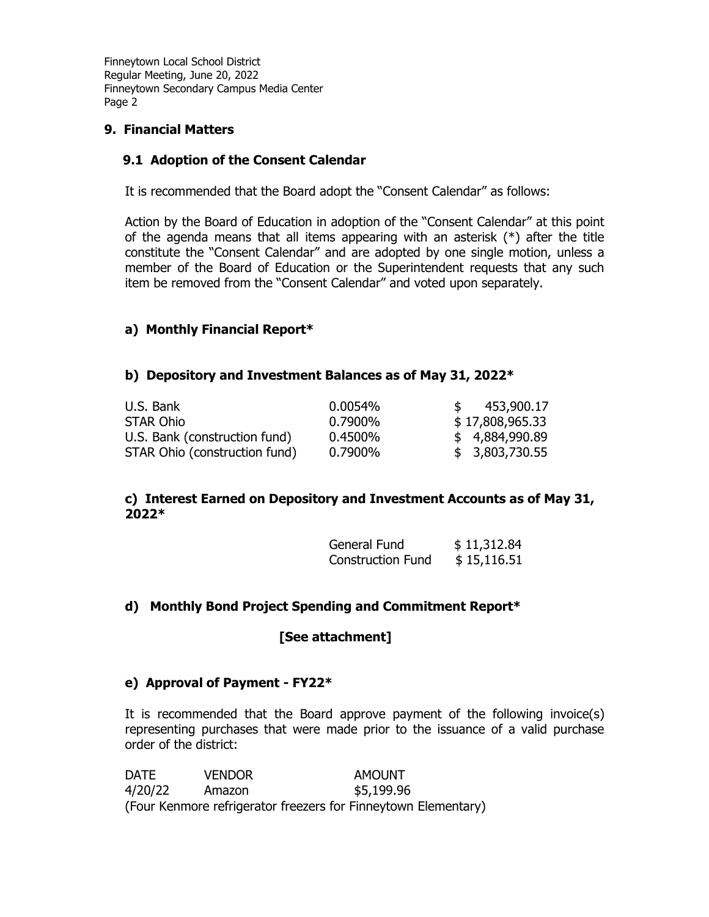## 9. Financial Matters

### 9.1 Adoption of the Consent Calendar

It is recommended that the Board adopt the "Consent Calendar" as follows:

Action by the Board of Education in adoption of the "Consent Calendar" at this point of the agenda means that all items appearing with an asterisk (*) after the title constitute the "Consent Calendar" and are adopted by one single motion, unless a member of the Board of Education or the Superintendent requests that any such item be removed from the "Consent Calendar" and voted upon separately.

### a) Monthly Financial Report*

### b) Depository and Investment Balances as of May 31, 2022*

| | | |
|---|---|---|
| U.S. Bank | 0.0054% | $ 453,900.17 |
| STAR Ohio | 0.7900% | $ 17,808,965.33 |
| U.S. Bank (construction fund) | 0.4500% | $ 4,884,990.89 |
| STAR Ohio (construction fund) | 0.7900% | $ 3,803,730.55 |

### c) Interest Earned on Depository and Investment Accounts as of May 31, 2022*

| | |
|---|---|
| General Fund | $ 11,312.84 |
| Construction Fund | $ 15,116.51 |

### d) Monthly Bond Project Spending and Commitment Report*

**[See attachment]**

### e) Approval of Payment - FY22*

It is recommended that the Board approve payment of the following invoice(s) representing purchases that were made prior to the issuance of a valid purchase order of the district:

| DATE | VENDOR | AMOUNT |
|---|---|---|
| 4/20/22 | Amazon | $5,199.96 |

(Four Kenmore refrigerator freezers for Finneytown Elementary)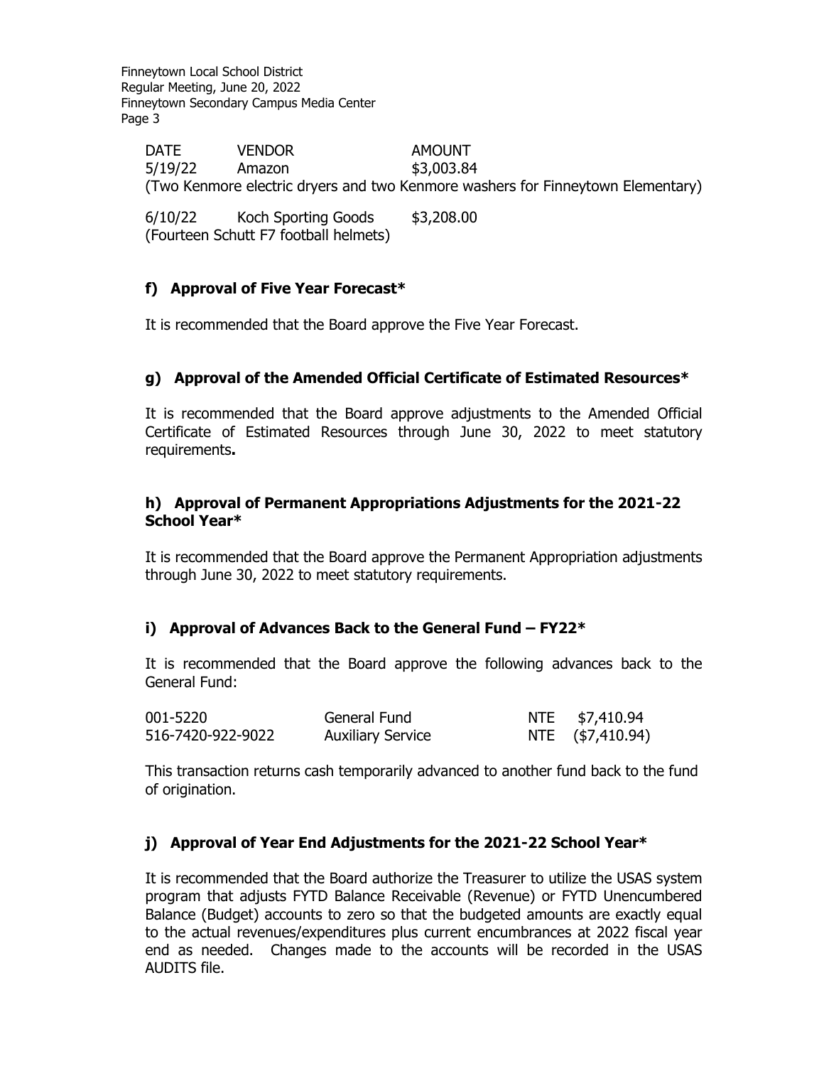| DATE | VENDOR | AMOUNT |
|---|---|---|
| 5/19/22 | Amazon | $3,003.84 |

(Two Kenmore electric dryers and two Kenmore washers for Finneytown Elementary)

| DATE | VENDOR | AMOUNT |
|---|---|---|
| 6/10/22 | Koch Sporting Goods | $3,208.00 |

(Fourteen Schutt F7 football helmets)

### f) Approval of Five Year Forecast*

It is recommended that the Board approve the Five Year Forecast.

### g) Approval of the Amended Official Certificate of Estimated Resources*

It is recommended that the Board approve adjustments to the Amended Official Certificate of Estimated Resources through June 30, 2022 to meet statutory requirements**.**

### h) Approval of Permanent Appropriations Adjustments for the 2021-22 School Year*

It is recommended that the Board approve the Permanent Appropriation adjustments through June 30, 2022 to meet statutory requirements.

### i) Approval of Advances Back to the General Fund – FY22*

It is recommended that the Board approve the following advances back to the General Fund:

| | | | |
|---|---|---|---|
| 001-5220 | General Fund | NTE | $7,410.94 |
| 516-7420-922-9022 | Auxiliary Service | NTE | ($7,410.94) |

This transaction returns cash temporarily advanced to another fund back to the fund of origination.

### j) Approval of Year End Adjustments for the 2021-22 School Year*

It is recommended that the Board authorize the Treasurer to utilize the USAS system program that adjusts FYTD Balance Receivable (Revenue) or FYTD Unencumbered Balance (Budget) accounts to zero so that the budgeted amounts are exactly equal to the actual revenues/expenditures plus current encumbrances at 2022 fiscal year end as needed. Changes made to the accounts will be recorded in the USAS AUDITS file.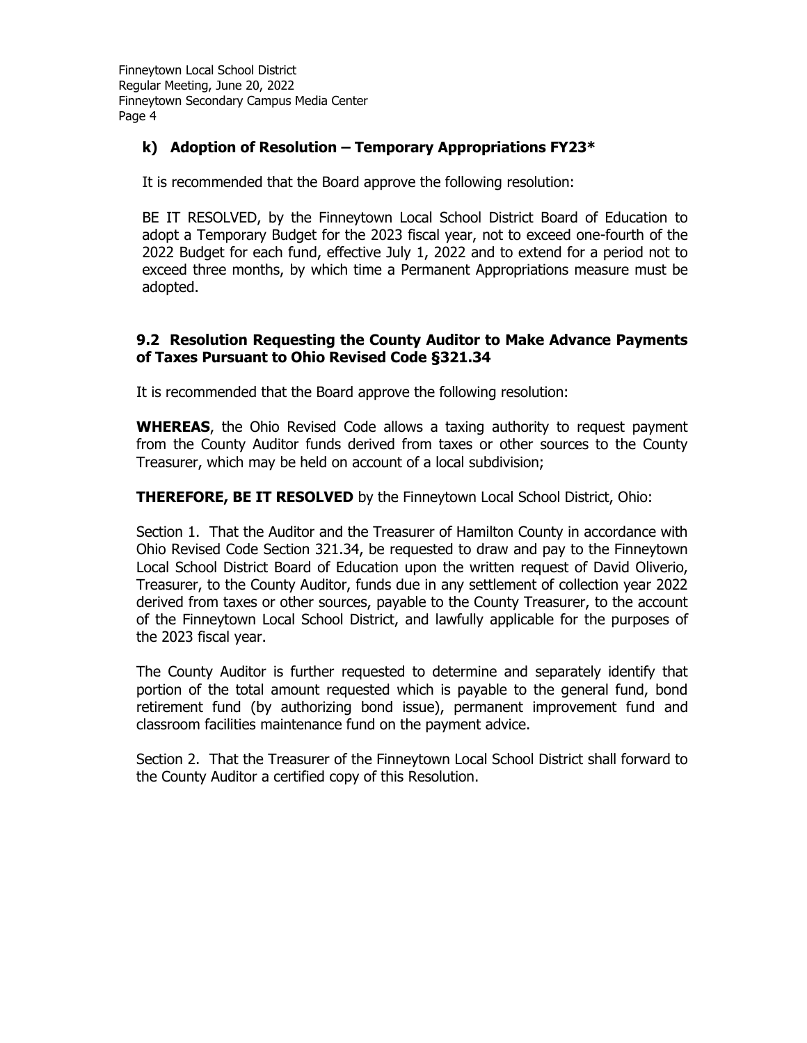### k) Adoption of Resolution – Temporary Appropriations FY23*

It is recommended that the Board approve the following resolution:

BE IT RESOLVED, by the Finneytown Local School District Board of Education to adopt a Temporary Budget for the 2023 fiscal year, not to exceed one-fourth of the 2022 Budget for each fund, effective July 1, 2022 and to extend for a period not to exceed three months, by which time a Permanent Appropriations measure must be adopted.

### 9.2 Resolution Requesting the County Auditor to Make Advance Payments of Taxes Pursuant to Ohio Revised Code §321.34

It is recommended that the Board approve the following resolution:

**WHEREAS**, the Ohio Revised Code allows a taxing authority to request payment from the County Auditor funds derived from taxes or other sources to the County Treasurer, which may be held on account of a local subdivision;

**THEREFORE, BE IT RESOLVED** by the Finneytown Local School District, Ohio:

Section 1. That the Auditor and the Treasurer of Hamilton County in accordance with Ohio Revised Code Section 321.34, be requested to draw and pay to the Finneytown Local School District Board of Education upon the written request of David Oliverio, Treasurer, to the County Auditor, funds due in any settlement of collection year 2022 derived from taxes or other sources, payable to the County Treasurer, to the account of the Finneytown Local School District, and lawfully applicable for the purposes of the 2023 fiscal year.

The County Auditor is further requested to determine and separately identify that portion of the total amount requested which is payable to the general fund, bond retirement fund (by authorizing bond issue), permanent improvement fund and classroom facilities maintenance fund on the payment advice.

Section 2. That the Treasurer of the Finneytown Local School District shall forward to the County Auditor a certified copy of this Resolution.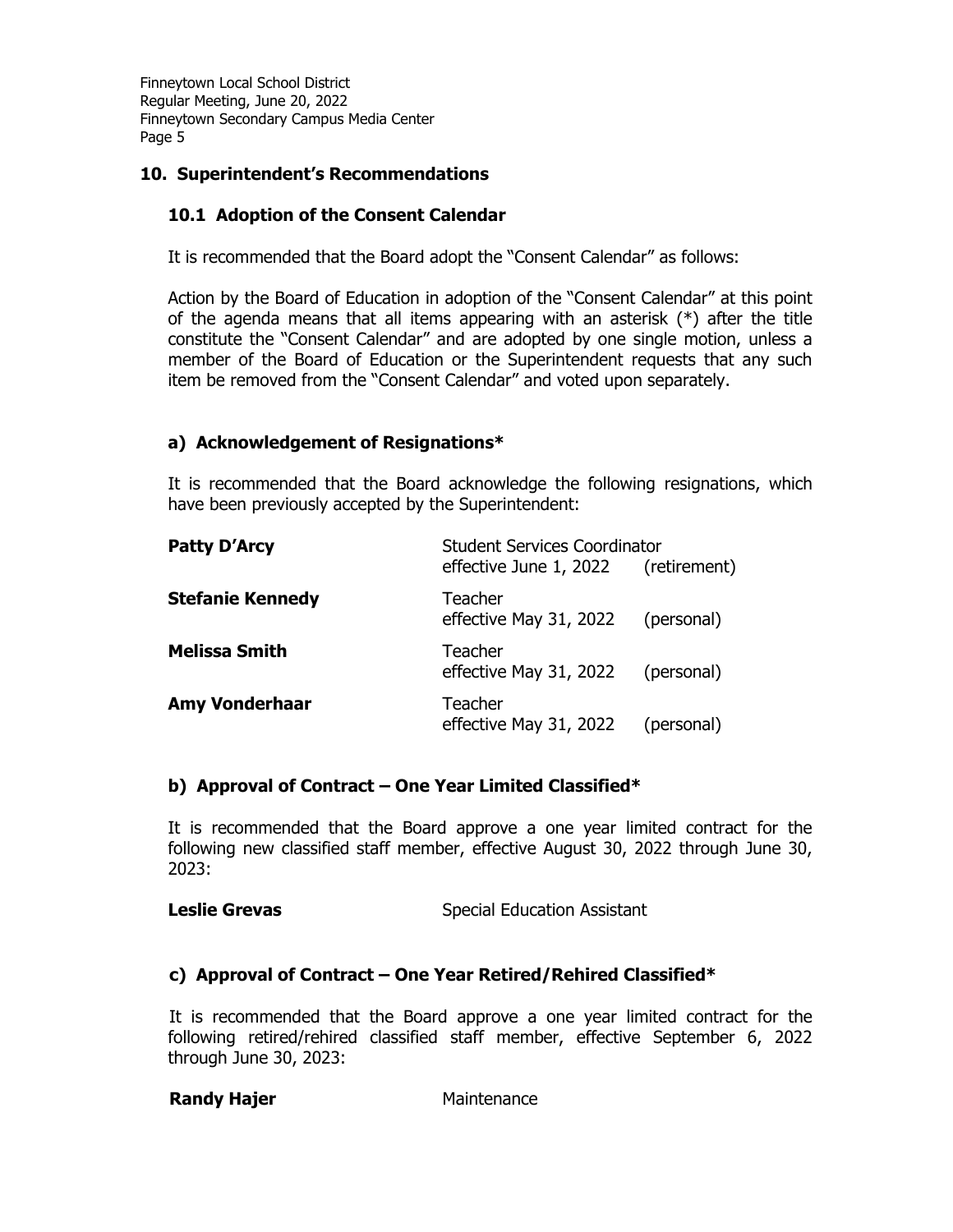## 10. Superintendent's Recommendations

### 10.1 Adoption of the Consent Calendar

It is recommended that the Board adopt the "Consent Calendar" as follows:

Action by the Board of Education in adoption of the "Consent Calendar" at this point of the agenda means that all items appearing with an asterisk (*) after the title constitute the "Consent Calendar" and are adopted by one single motion, unless a member of the Board of Education or the Superintendent requests that any such item be removed from the "Consent Calendar" and voted upon separately.

### a) Acknowledgement of Resignations*

It is recommended that the Board acknowledge the following resignations, which have been previously accepted by the Superintendent:

| | | |
|---|---|---|
| **Patty D'Arcy** | Student Services Coordinator<br>effective June 1, 2022 | (retirement) |
| **Stefanie Kennedy** | Teacher<br>effective May 31, 2022 | (personal) |
| **Melissa Smith** | Teacher<br>effective May 31, 2022 | (personal) |
| **Amy Vonderhaar** | Teacher<br>effective May 31, 2022 | (personal) |

### b) Approval of Contract – One Year Limited Classified*

It is recommended that the Board approve a one year limited contract for the following new classified staff member, effective August 30, 2022 through June 30, 2023:

**Leslie Grevas** Special Education Assistant

### c) Approval of Contract – One Year Retired/Rehired Classified*

It is recommended that the Board approve a one year limited contract for the following retired/rehired classified staff member, effective September 6, 2022 through June 30, 2023:

**Randy Hajer** Maintenance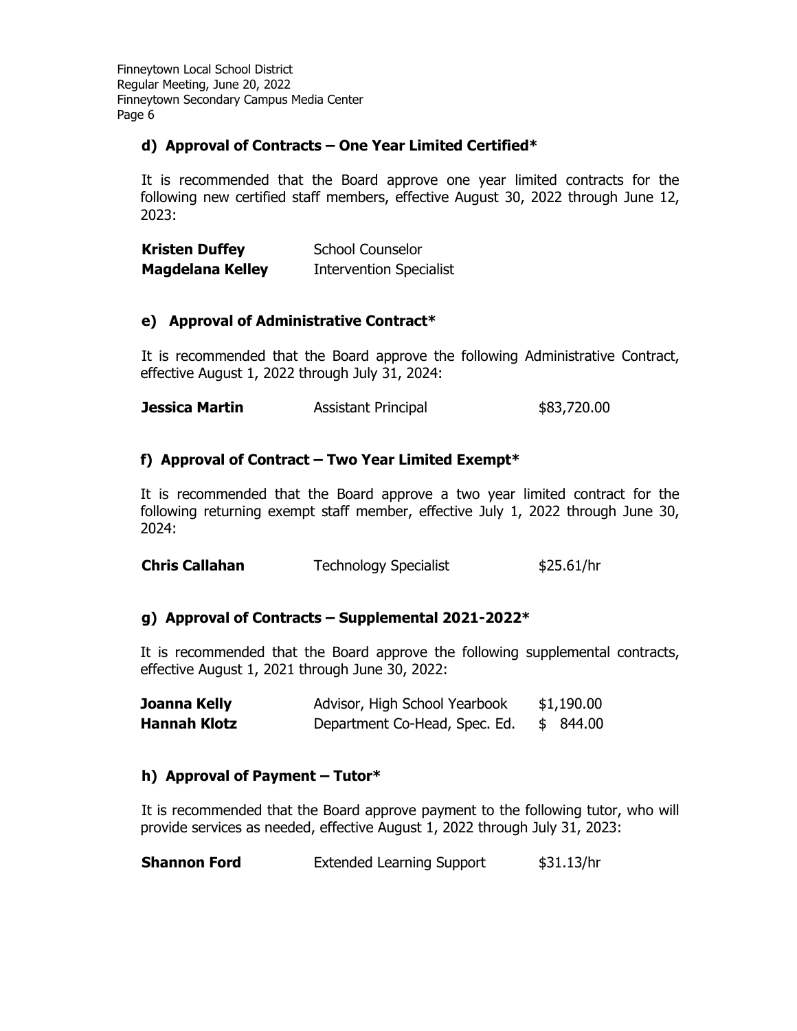### d) Approval of Contracts – One Year Limited Certified*

It is recommended that the Board approve one year limited contracts for the following new certified staff members, effective August 30, 2022 through June 12, 2023:

| | |
|---|---|
| **Kristen Duffey** | School Counselor |
| **Magdelana Kelley** | Intervention Specialist |

### e) Approval of Administrative Contract*

It is recommended that the Board approve the following Administrative Contract, effective August 1, 2022 through July 31, 2024:

| | | |
|---|---|---|
| **Jessica Martin** | Assistant Principal | $83,720.00 |

### f) Approval of Contract – Two Year Limited Exempt*

It is recommended that the Board approve a two year limited contract for the following returning exempt staff member, effective July 1, 2022 through June 30, 2024:

| | | |
|---|---|---|
| **Chris Callahan** | Technology Specialist | $25.61/hr |

### g) Approval of Contracts – Supplemental 2021-2022*

It is recommended that the Board approve the following supplemental contracts, effective August 1, 2021 through June 30, 2022:

| | | |
|---|---|---|
| **Joanna Kelly** | Advisor, High School Yearbook | $1,190.00 |
| **Hannah Klotz** | Department Co-Head, Spec. Ed. | $ 844.00 |

### h) Approval of Payment – Tutor*

It is recommended that the Board approve payment to the following tutor, who will provide services as needed, effective August 1, 2022 through July 31, 2023:

| | | |
|---|---|---|
| **Shannon Ford** | Extended Learning Support | $31.13/hr |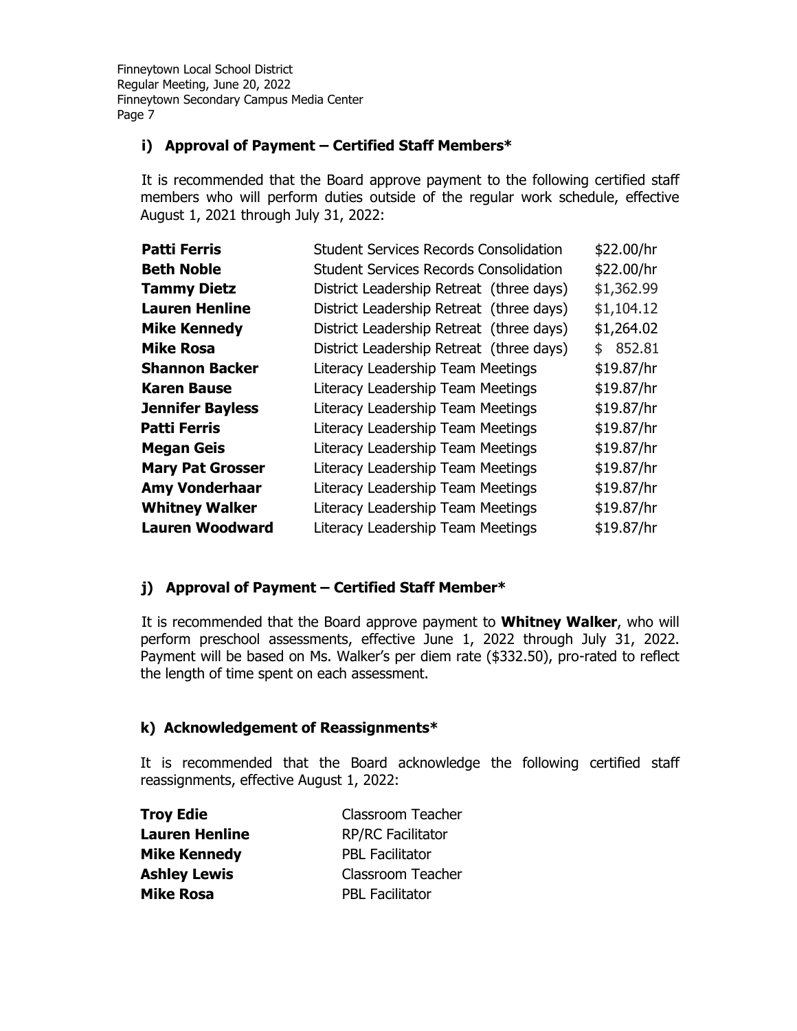### i) Approval of Payment – Certified Staff Members*

It is recommended that the Board approve payment to the following certified staff members who will perform duties outside of the regular work schedule, effective August 1, 2021 through July 31, 2022:

| | | |
|---|---|---|
| **Patti Ferris** | Student Services Records Consolidation | $22.00/hr |
| **Beth Noble** | Student Services Records Consolidation | $22.00/hr |
| **Tammy Dietz** | District Leadership Retreat (three days) | $1,362.99 |
| **Lauren Henline** | District Leadership Retreat (three days) | $1,104.12 |
| **Mike Kennedy** | District Leadership Retreat (three days) | $1,264.02 |
| **Mike Rosa** | District Leadership Retreat (three days) | $ 852.81 |
| **Shannon Backer** | Literacy Leadership Team Meetings | $19.87/hr |
| **Karen Bause** | Literacy Leadership Team Meetings | $19.87/hr |
| **Jennifer Bayless** | Literacy Leadership Team Meetings | $19.87/hr |
| **Patti Ferris** | Literacy Leadership Team Meetings | $19.87/hr |
| **Megan Geis** | Literacy Leadership Team Meetings | $19.87/hr |
| **Mary Pat Grosser** | Literacy Leadership Team Meetings | $19.87/hr |
| **Amy Vonderhaar** | Literacy Leadership Team Meetings | $19.87/hr |
| **Whitney Walker** | Literacy Leadership Team Meetings | $19.87/hr |
| **Lauren Woodward** | Literacy Leadership Team Meetings | $19.87/hr |

### j) Approval of Payment – Certified Staff Member*

It is recommended that the Board approve payment to **Whitney Walker**, who will perform preschool assessments, effective June 1, 2022 through July 31, 2022. Payment will be based on Ms. Walker's per diem rate ($332.50), pro-rated to reflect the length of time spent on each assessment.

### k) Acknowledgement of Reassignments*

It is recommended that the Board acknowledge the following certified staff reassignments, effective August 1, 2022:

| | |
|---|---|
| **Troy Edie** | Classroom Teacher |
| **Lauren Henline** | RP/RC Facilitator |
| **Mike Kennedy** | PBL Facilitator |
| **Ashley Lewis** | Classroom Teacher |
| **Mike Rosa** | PBL Facilitator |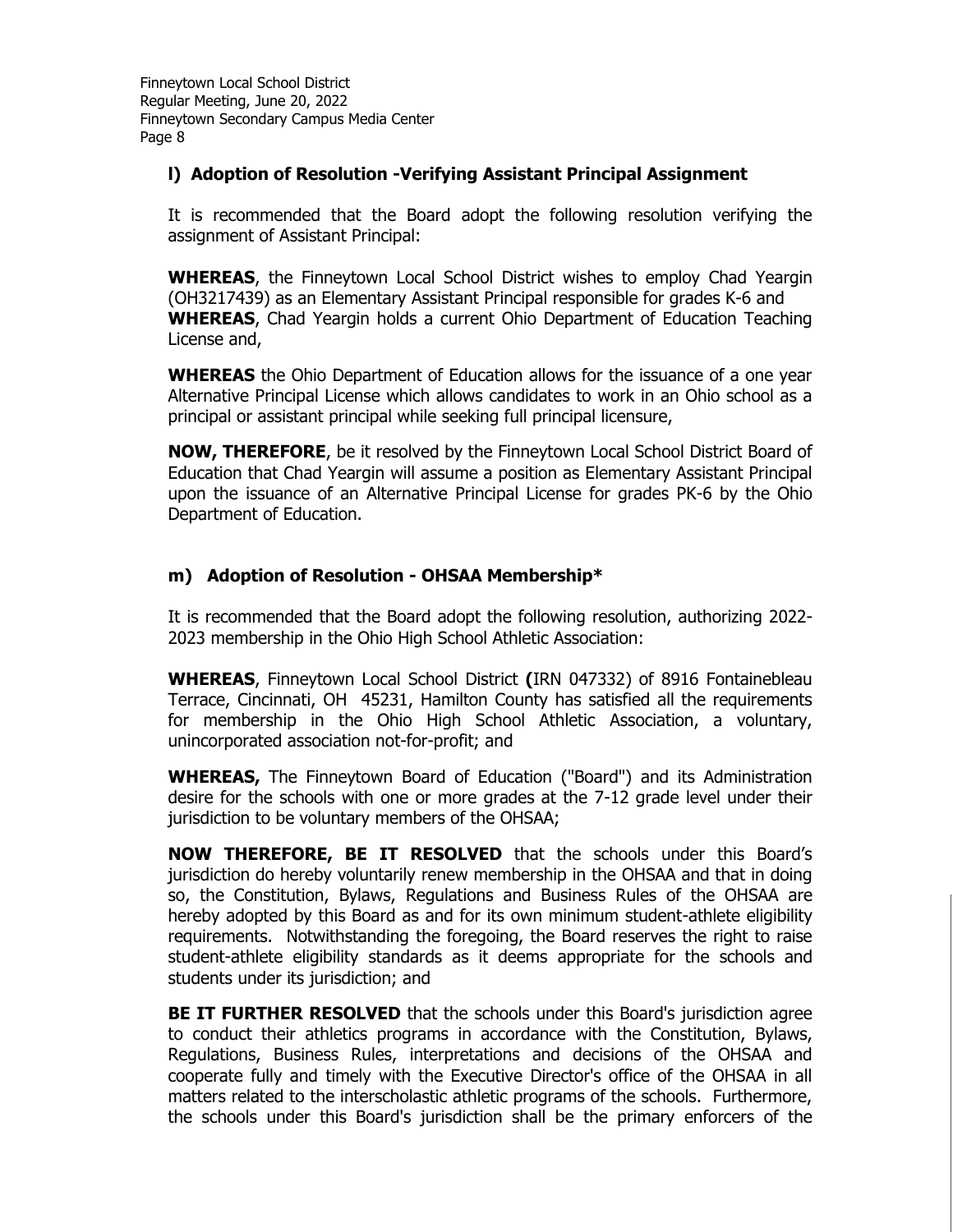**l) Adoption of Resolution -Verifying Assistant Principal Assignment**

It is recommended that the Board adopt the following resolution verifying the assignment of Assistant Principal:

**WHEREAS**, the Finneytown Local School District wishes to employ Chad Yeargin (OH3217439) as an Elementary Assistant Principal responsible for grades K-6 and **WHEREAS**, Chad Yeargin holds a current Ohio Department of Education Teaching License and,

**WHEREAS** the Ohio Department of Education allows for the issuance of a one year Alternative Principal License which allows candidates to work in an Ohio school as a principal or assistant principal while seeking full principal licensure,

**NOW, THEREFORE**, be it resolved by the Finneytown Local School District Board of Education that Chad Yeargin will assume a position as Elementary Assistant Principal upon the issuance of an Alternative Principal License for grades PK-6 by the Ohio Department of Education.

**m) Adoption of Resolution - OHSAA Membership***

It is recommended that the Board adopt the following resolution, authorizing 2022-2023 membership in the Ohio High School Athletic Association:

**WHEREAS**, Finneytown Local School District **(**IRN 047332) of 8916 Fontainebleau Terrace, Cincinnati, OH 45231, Hamilton County has satisfied all the requirements for membership in the Ohio High School Athletic Association, a voluntary, unincorporated association not-for-profit; and

**WHEREAS,** The Finneytown Board of Education ("Board") and its Administration desire for the schools with one or more grades at the 7-12 grade level under their jurisdiction to be voluntary members of the OHSAA;

**NOW THEREFORE, BE IT RESOLVED** that the schools under this Board's jurisdiction do hereby voluntarily renew membership in the OHSAA and that in doing so, the Constitution, Bylaws, Regulations and Business Rules of the OHSAA are hereby adopted by this Board as and for its own minimum student-athlete eligibility requirements. Notwithstanding the foregoing, the Board reserves the right to raise student-athlete eligibility standards as it deems appropriate for the schools and students under its jurisdiction; and

**BE IT FURTHER RESOLVED** that the schools under this Board's jurisdiction agree to conduct their athletics programs in accordance with the Constitution, Bylaws, Regulations, Business Rules, interpretations and decisions of the OHSAA and cooperate fully and timely with the Executive Director's office of the OHSAA in all matters related to the interscholastic athletic programs of the schools. Furthermore, the schools under this Board's jurisdiction shall be the primary enforcers of the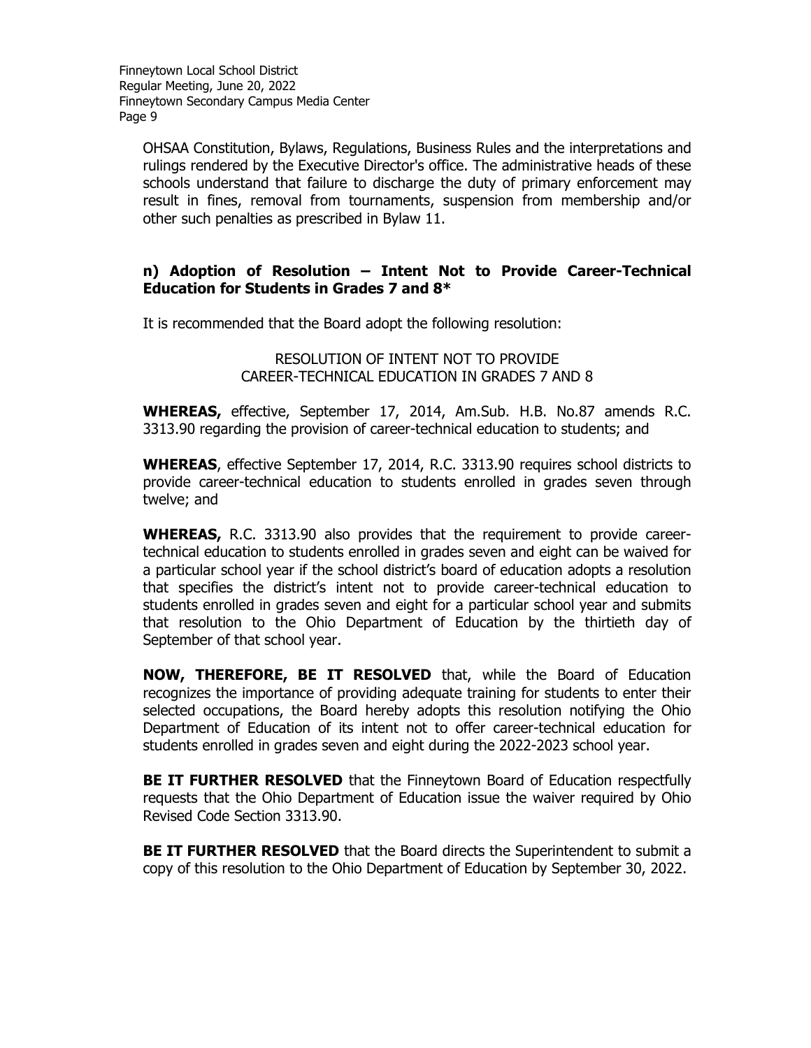OHSAA Constitution, Bylaws, Regulations, Business Rules and the interpretations and rulings rendered by the Executive Director's office. The administrative heads of these schools understand that failure to discharge the duty of primary enforcement may result in fines, removal from tournaments, suspension from membership and/or other such penalties as prescribed in Bylaw 11.

### n) Adoption of Resolution – Intent Not to Provide Career-Technical Education for Students in Grades 7 and 8*

It is recommended that the Board adopt the following resolution:

RESOLUTION OF INTENT NOT TO PROVIDE
CAREER-TECHNICAL EDUCATION IN GRADES 7 AND 8

**WHEREAS,** effective, September 17, 2014, Am.Sub. H.B. No.87 amends R.C. 3313.90 regarding the provision of career-technical education to students; and

**WHEREAS**, effective September 17, 2014, R.C. 3313.90 requires school districts to provide career-technical education to students enrolled in grades seven through twelve; and

**WHEREAS,** R.C. 3313.90 also provides that the requirement to provide career-technical education to students enrolled in grades seven and eight can be waived for a particular school year if the school district's board of education adopts a resolution that specifies the district's intent not to provide career-technical education to students enrolled in grades seven and eight for a particular school year and submits that resolution to the Ohio Department of Education by the thirtieth day of September of that school year.

**NOW, THEREFORE, BE IT RESOLVED** that, while the Board of Education recognizes the importance of providing adequate training for students to enter their selected occupations, the Board hereby adopts this resolution notifying the Ohio Department of Education of its intent not to offer career-technical education for students enrolled in grades seven and eight during the 2022-2023 school year.

**BE IT FURTHER RESOLVED** that the Finneytown Board of Education respectfully requests that the Ohio Department of Education issue the waiver required by Ohio Revised Code Section 3313.90.

**BE IT FURTHER RESOLVED** that the Board directs the Superintendent to submit a copy of this resolution to the Ohio Department of Education by September 30, 2022.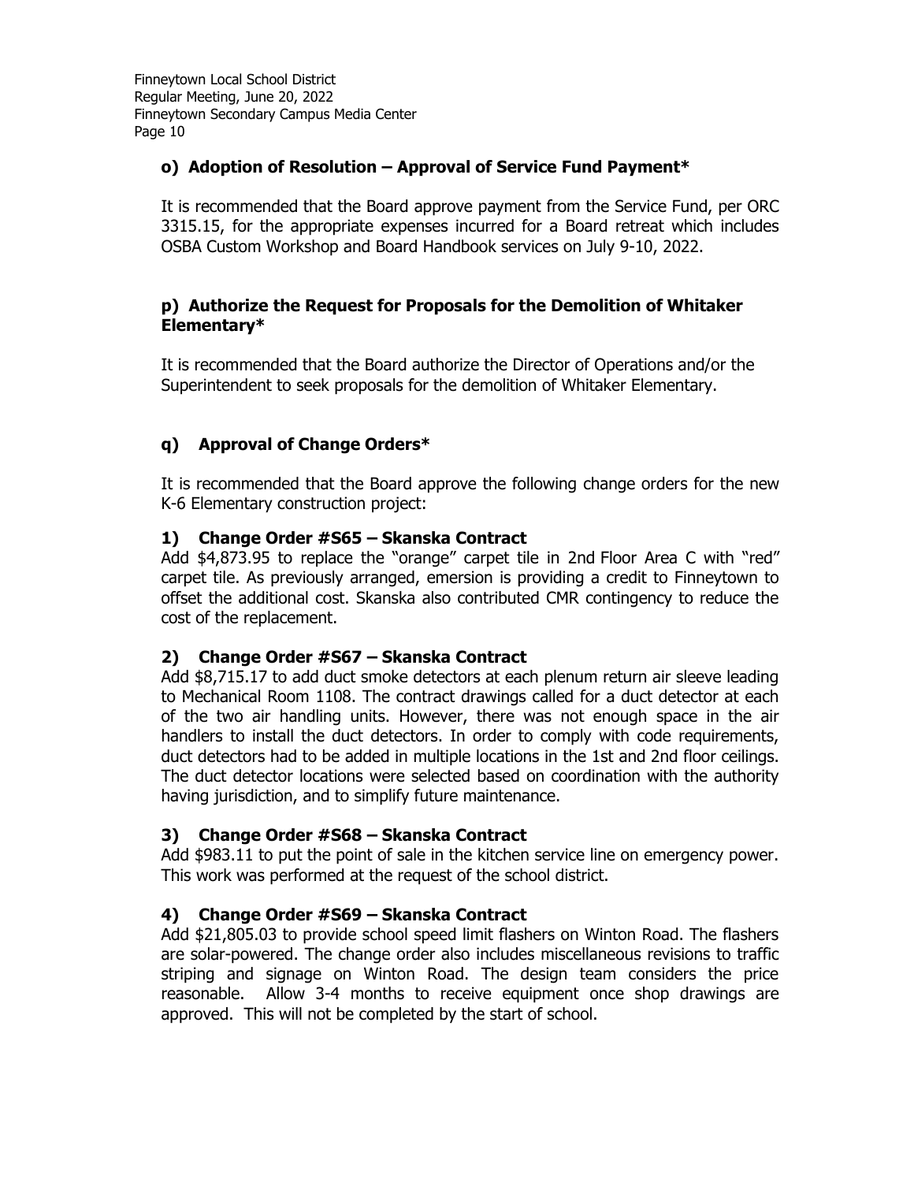### o) Adoption of Resolution – Approval of Service Fund Payment*

It is recommended that the Board approve payment from the Service Fund, per ORC 3315.15, for the appropriate expenses incurred for a Board retreat which includes OSBA Custom Workshop and Board Handbook services on July 9-10, 2022.

### p) Authorize the Request for Proposals for the Demolition of Whitaker Elementary*

It is recommended that the Board authorize the Director of Operations and/or the Superintendent to seek proposals for the demolition of Whitaker Elementary.

### q) Approval of Change Orders*

It is recommended that the Board approve the following change orders for the new K-6 Elementary construction project:

#### 1) Change Order #S65 – Skanska Contract

Add $4,873.95 to replace the "orange" carpet tile in 2nd Floor Area C with "red" carpet tile. As previously arranged, emersion is providing a credit to Finneytown to offset the additional cost. Skanska also contributed CMR contingency to reduce the cost of the replacement.

#### 2) Change Order #S67 – Skanska Contract

Add $8,715.17 to add duct smoke detectors at each plenum return air sleeve leading to Mechanical Room 1108. The contract drawings called for a duct detector at each of the two air handling units. However, there was not enough space in the air handlers to install the duct detectors. In order to comply with code requirements, duct detectors had to be added in multiple locations in the 1st and 2nd floor ceilings. The duct detector locations were selected based on coordination with the authority having jurisdiction, and to simplify future maintenance.

#### 3) Change Order #S68 – Skanska Contract

Add $983.11 to put the point of sale in the kitchen service line on emergency power. This work was performed at the request of the school district.

#### 4) Change Order #S69 – Skanska Contract

Add $21,805.03 to provide school speed limit flashers on Winton Road. The flashers are solar-powered. The change order also includes miscellaneous revisions to traffic striping and signage on Winton Road. The design team considers the price reasonable. Allow 3-4 months to receive equipment once shop drawings are approved. This will not be completed by the start of school.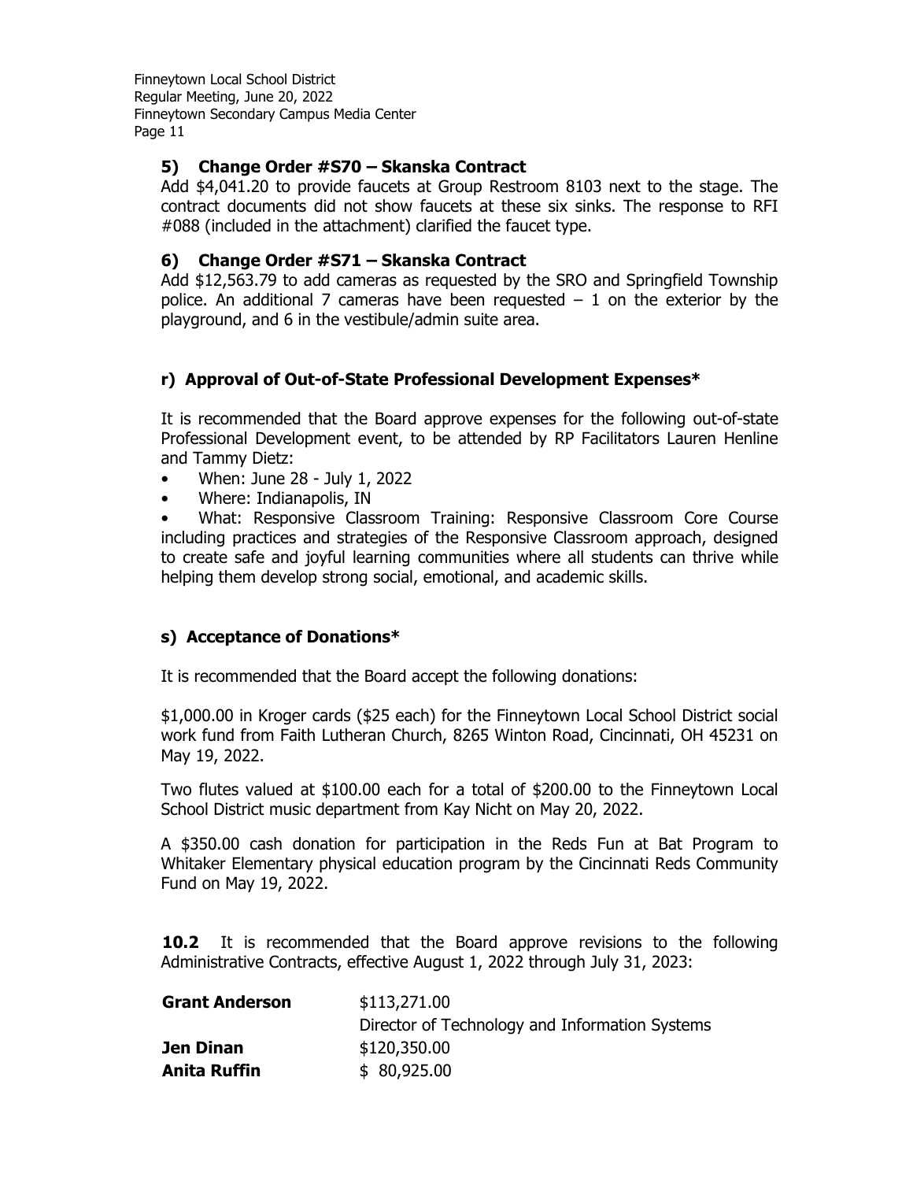### 5) Change Order #S70 – Skanska Contract

Add $4,041.20 to provide faucets at Group Restroom 8103 next to the stage. The contract documents did not show faucets at these six sinks. The response to RFI #088 (included in the attachment) clarified the faucet type.

### 6) Change Order #S71 – Skanska Contract

Add $12,563.79 to add cameras as requested by the SRO and Springfield Township police. An additional 7 cameras have been requested – 1 on the exterior by the playground, and 6 in the vestibule/admin suite area.

### r) Approval of Out-of-State Professional Development Expenses*

It is recommended that the Board approve expenses for the following out-of-state Professional Development event, to be attended by RP Facilitators Lauren Henline and Tammy Dietz:

- When: June 28 - July 1, 2022
- Where: Indianapolis, IN
- What: Responsive Classroom Training: Responsive Classroom Core Course including practices and strategies of the Responsive Classroom approach, designed to create safe and joyful learning communities where all students can thrive while helping them develop strong social, emotional, and academic skills.

### s) Acceptance of Donations*

It is recommended that the Board accept the following donations:

$1,000.00 in Kroger cards ($25 each) for the Finneytown Local School District social work fund from Faith Lutheran Church, 8265 Winton Road, Cincinnati, OH 45231 on May 19, 2022.

Two flutes valued at $100.00 each for a total of $200.00 to the Finneytown Local School District music department from Kay Nicht on May 20, 2022.

A $350.00 cash donation for participation in the Reds Fun at Bat Program to Whitaker Elementary physical education program by the Cincinnati Reds Community Fund on May 19, 2022.

**10.2** It is recommended that the Board approve revisions to the following Administrative Contracts, effective August 1, 2022 through July 31, 2023:

| | |
|---|---|
| **Grant Anderson** | $113,271.00<br>Director of Technology and Information Systems |
| **Jen Dinan** | $120,350.00 |
| **Anita Ruffin** | $ 80,925.00 |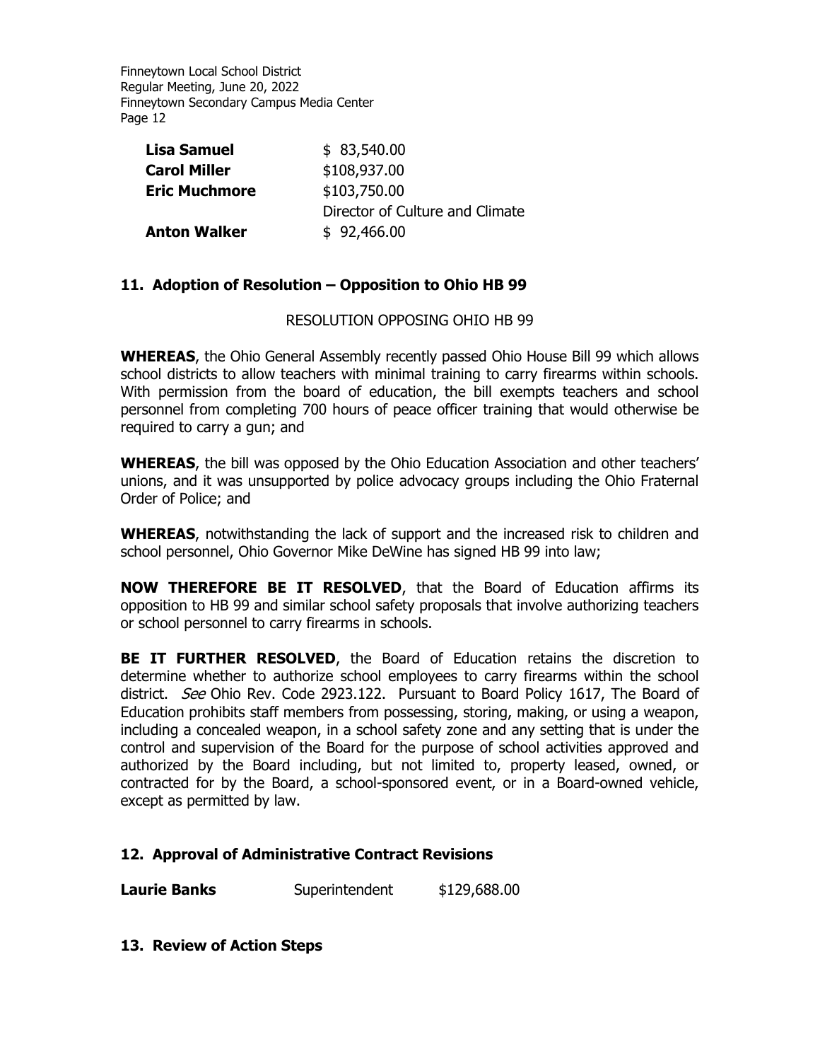| | |
|---|---|
| **Lisa Samuel** | $ 83,540.00 |
| **Carol Miller** | $108,937.00 |
| **Eric Muchmore** | $103,750.00 |
| | Director of Culture and Climate |
| **Anton Walker** | $ 92,466.00 |

## 11. Adoption of Resolution – Opposition to Ohio HB 99

RESOLUTION OPPOSING OHIO HB 99

**WHEREAS**, the Ohio General Assembly recently passed Ohio House Bill 99 which allows school districts to allow teachers with minimal training to carry firearms within schools. With permission from the board of education, the bill exempts teachers and school personnel from completing 700 hours of peace officer training that would otherwise be required to carry a gun; and

**WHEREAS**, the bill was opposed by the Ohio Education Association and other teachers' unions, and it was unsupported by police advocacy groups including the Ohio Fraternal Order of Police; and

**WHEREAS**, notwithstanding the lack of support and the increased risk to children and school personnel, Ohio Governor Mike DeWine has signed HB 99 into law;

**NOW THEREFORE BE IT RESOLVED**, that the Board of Education affirms its opposition to HB 99 and similar school safety proposals that involve authorizing teachers or school personnel to carry firearms in schools.

**BE IT FURTHER RESOLVED**, the Board of Education retains the discretion to determine whether to authorize school employees to carry firearms within the school district. *See* Ohio Rev. Code 2923.122. Pursuant to Board Policy 1617, The Board of Education prohibits staff members from possessing, storing, making, or using a weapon, including a concealed weapon, in a school safety zone and any setting that is under the control and supervision of the Board for the purpose of school activities approved and authorized by the Board including, but not limited to, property leased, owned, or contracted for by the Board, a school-sponsored event, or in a Board-owned vehicle, except as permitted by law.

## 12. Approval of Administrative Contract Revisions

| | | |
|---|---|---|
| **Laurie Banks** | Superintendent | $129,688.00 |

## 13. Review of Action Steps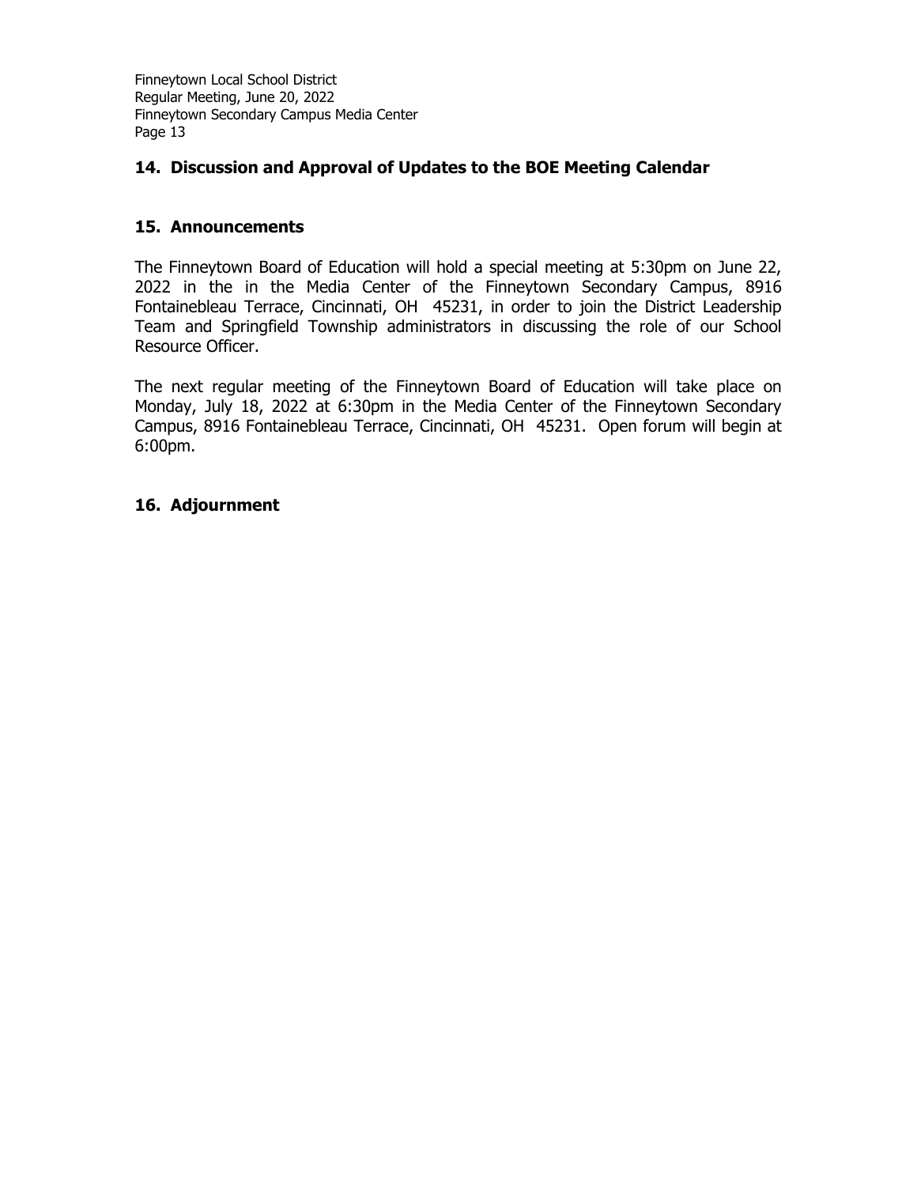## 14. Discussion and Approval of Updates to the BOE Meeting Calendar

## 15. Announcements

The Finneytown Board of Education will hold a special meeting at 5:30pm on June 22, 2022 in the in the Media Center of the Finneytown Secondary Campus, 8916 Fontainebleau Terrace, Cincinnati, OH 45231, in order to join the District Leadership Team and Springfield Township administrators in discussing the role of our School Resource Officer.

The next regular meeting of the Finneytown Board of Education will take place on Monday, July 18, 2022 at 6:30pm in the Media Center of the Finneytown Secondary Campus, 8916 Fontainebleau Terrace, Cincinnati, OH 45231. Open forum will begin at 6:00pm.

## 16. Adjournment